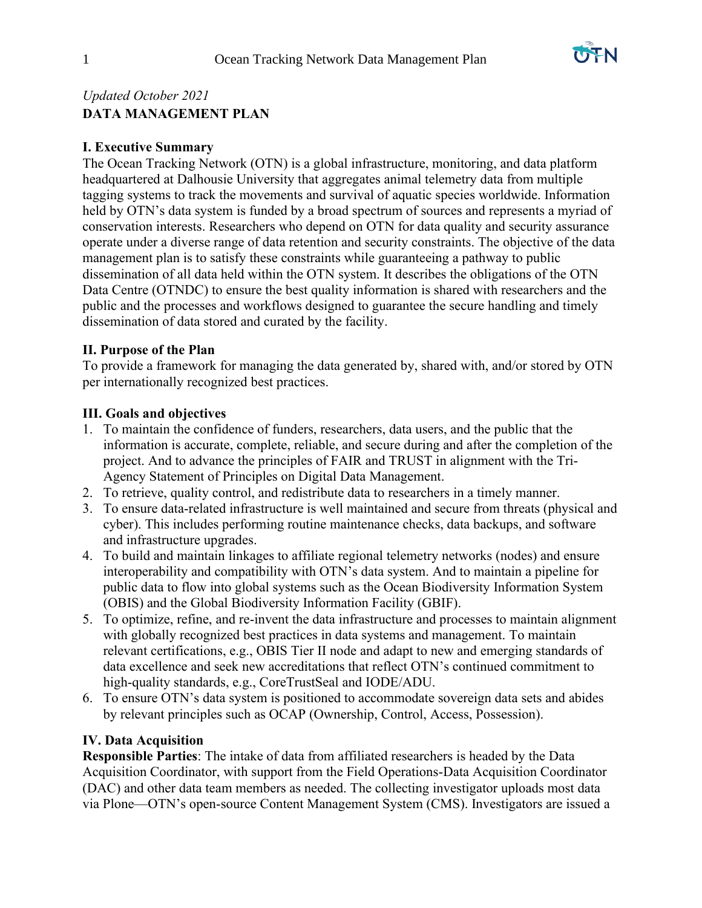*Updated October 2021*

**DATA MANAGEMENT PLAN**

## I. Executive Summary

The Ocean Tracking Network (OTN) is a global infrastructure, monitoring, and data platform headquartered at Dalhousie University that aggregates animal telemetry data from multiple tagging systems to track the movements and survival of aquatic species worldwide. Information held by OTN's data system is funded by a broad spectrum of sources and represents a myriad of conservation interests. Researchers who depend on OTN for data quality and security assurance operate under a diverse range of data retention and security constraints. The objective of the data management plan is to satisfy these constraints while guaranteeing a pathway to public dissemination of all data held within the OTN system. It describes the obligations of the OTN Data Centre (OTNDC) to ensure the best quality information is shared with researchers and the public and the processes and workflows designed to guarantee the secure handling and timely dissemination of data stored and curated by the facility.

## II. Purpose of the Plan

To provide a framework for managing the data generated by, shared with, and/or stored by OTN per internationally recognized best practices.

## III. Goals and objectives

1. To maintain the confidence of funders, researchers, data users, and the public that the information is accurate, complete, reliable, and secure during and after the completion of the project. And to advance the principles of FAIR and TRUST in alignment with the Tri-Agency Statement of Principles on Digital Data Management.
2. To retrieve, quality control, and redistribute data to researchers in a timely manner.
3. To ensure data-related infrastructure is well maintained and secure from threats (physical and cyber). This includes performing routine maintenance checks, data backups, and software and infrastructure upgrades.
4. To build and maintain linkages to affiliate regional telemetry networks (nodes) and ensure interoperability and compatibility with OTN's data system. And to maintain a pipeline for public data to flow into global systems such as the Ocean Biodiversity Information System (OBIS) and the Global Biodiversity Information Facility (GBIF).
5. To optimize, refine, and re-invent the data infrastructure and processes to maintain alignment with globally recognized best practices in data systems and management. To maintain relevant certifications, e.g., OBIS Tier II node and adapt to new and emerging standards of data excellence and seek new accreditations that reflect OTN's continued commitment to high-quality standards, e.g., CoreTrustSeal and IODE/ADU.
6. To ensure OTN's data system is positioned to accommodate sovereign data sets and abides by relevant principles such as OCAP (Ownership, Control, Access, Possession).

## IV. Data Acquisition

**Responsible Parties**: The intake of data from affiliated researchers is headed by the Data Acquisition Coordinator, with support from the Field Operations-Data Acquisition Coordinator (DAC) and other data team members as needed. The collecting investigator uploads most data via Plone—OTN's open-source Content Management System (CMS). Investigators are issued a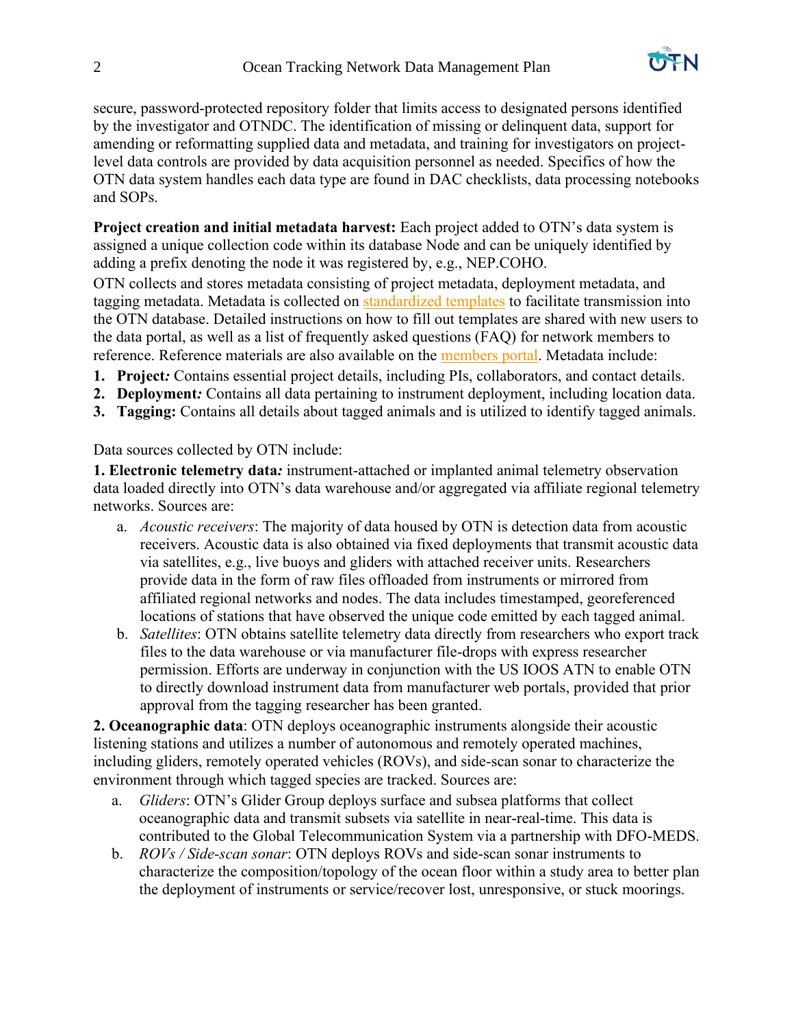secure, password-protected repository folder that limits access to designated persons identified by the investigator and OTNDC. The identification of missing or delinquent data, support for amending or reformatting supplied data and metadata, and training for investigators on project-level data controls are provided by data acquisition personnel as needed. Specifics of how the OTN data system handles each data type are found in DAC checklists, data processing notebooks and SOPs.

**Project creation and initial metadata harvest:** Each project added to OTN's data system is assigned a unique collection code within its database Node and can be uniquely identified by adding a prefix denoting the node it was registered by, e.g., NEP.COHO.

OTN collects and stores metadata consisting of project metadata, deployment metadata, and tagging metadata. Metadata is collected on [standardized templates] to facilitate transmission into the OTN database. Detailed instructions on how to fill out templates are shared with new users to the data portal, as well as a list of frequently asked questions (FAQ) for network members to reference. Reference materials are also available on the [members portal]. Metadata include:

1. **Project***:* Contains essential project details, including PIs, collaborators, and contact details.
2. **Deployment***:* Contains all data pertaining to instrument deployment, including location data.
3. **Tagging:** Contains all details about tagged animals and is utilized to identify tagged animals.

Data sources collected by OTN include:

**1. Electronic telemetry data***:* instrument-attached or implanted animal telemetry observation data loaded directly into OTN's data warehouse and/or aggregated via affiliate regional telemetry networks. Sources are:

a. *Acoustic receivers*: The majority of data housed by OTN is detection data from acoustic receivers. Acoustic data is also obtained via fixed deployments that transmit acoustic data via satellites, e.g., live buoys and gliders with attached receiver units. Researchers provide data in the form of raw files offloaded from instruments or mirrored from affiliated regional networks and nodes. The data includes timestamped, georeferenced locations of stations that have observed the unique code emitted by each tagged animal.

b. *Satellites*: OTN obtains satellite telemetry data directly from researchers who export track files to the data warehouse or via manufacturer file-drops with express researcher permission. Efforts are underway in conjunction with the US IOOS ATN to enable OTN to directly download instrument data from manufacturer web portals, provided that prior approval from the tagging researcher has been granted.

**2. Oceanographic data**: OTN deploys oceanographic instruments alongside their acoustic listening stations and utilizes a number of autonomous and remotely operated machines, including gliders, remotely operated vehicles (ROVs), and side-scan sonar to characterize the environment through which tagged species are tracked. Sources are:

a. *Gliders*: OTN's Glider Group deploys surface and subsea platforms that collect oceanographic data and transmit subsets via satellite in near-real-time. This data is contributed to the Global Telecommunication System via a partnership with DFO-MEDS.

b. *ROVs / Side-scan sonar*: OTN deploys ROVs and side-scan sonar instruments to characterize the composition/topology of the ocean floor within a study area to better plan the deployment of instruments or service/recover lost, unresponsive, or stuck moorings.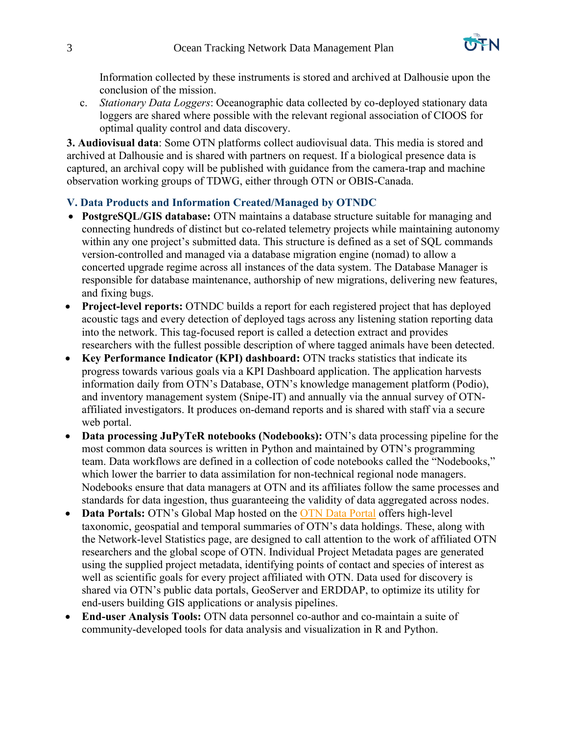Information collected by these instruments is stored and archived at Dalhousie upon the conclusion of the mission.

c. *Stationary Data Loggers*: Oceanographic data collected by co-deployed stationary data loggers are shared where possible with the relevant regional association of CIOOS for optimal quality control and data discovery.

**3. Audiovisual data**: Some OTN platforms collect audiovisual data. This media is stored and archived at Dalhousie and is shared with partners on request. If a biological presence data is captured, an archival copy will be published with guidance from the camera-trap and machine observation working groups of TDWG, either through OTN or OBIS-Canada.

### V. Data Products and Information Created/Managed by OTNDC

- **PostgreSQL/GIS database:** OTN maintains a database structure suitable for managing and connecting hundreds of distinct but co-related telemetry projects while maintaining autonomy within any one project's submitted data. This structure is defined as a set of SQL commands version-controlled and managed via a database migration engine (nomad) to allow a concerted upgrade regime across all instances of the data system. The Database Manager is responsible for database maintenance, authorship of new migrations, delivering new features, and fixing bugs.
- **Project-level reports:** OTNDC builds a report for each registered project that has deployed acoustic tags and every detection of deployed tags across any listening station reporting data into the network. This tag-focused report is called a detection extract and provides researchers with the fullest possible description of where tagged animals have been detected.
- **Key Performance Indicator (KPI) dashboard:** OTN tracks statistics that indicate its progress towards various goals via a KPI Dashboard application. The application harvests information daily from OTN's Database, OTN's knowledge management platform (Podio), and inventory management system (Snipe-IT) and annually via the annual survey of OTN-affiliated investigators. It produces on-demand reports and is shared with staff via a secure web portal.
- **Data processing JuPyTeR notebooks (Nodebooks):** OTN's data processing pipeline for the most common data sources is written in Python and maintained by OTN's programming team. Data workflows are defined in a collection of code notebooks called the "Nodebooks," which lower the barrier to data assimilation for non-technical regional node managers. Nodebooks ensure that data managers at OTN and its affiliates follow the same processes and standards for data ingestion, thus guaranteeing the validity of data aggregated across nodes.
- **Data Portals:** OTN's Global Map hosted on the OTN Data Portal offers high-level taxonomic, geospatial and temporal summaries of OTN's data holdings. These, along with the Network-level Statistics page, are designed to call attention to the work of affiliated OTN researchers and the global scope of OTN. Individual Project Metadata pages are generated using the supplied project metadata, identifying points of contact and species of interest as well as scientific goals for every project affiliated with OTN. Data used for discovery is shared via OTN's public data portals, GeoServer and ERDDAP, to optimize its utility for end-users building GIS applications or analysis pipelines.
- **End-user Analysis Tools:** OTN data personnel co-author and co-maintain a suite of community-developed tools for data analysis and visualization in R and Python.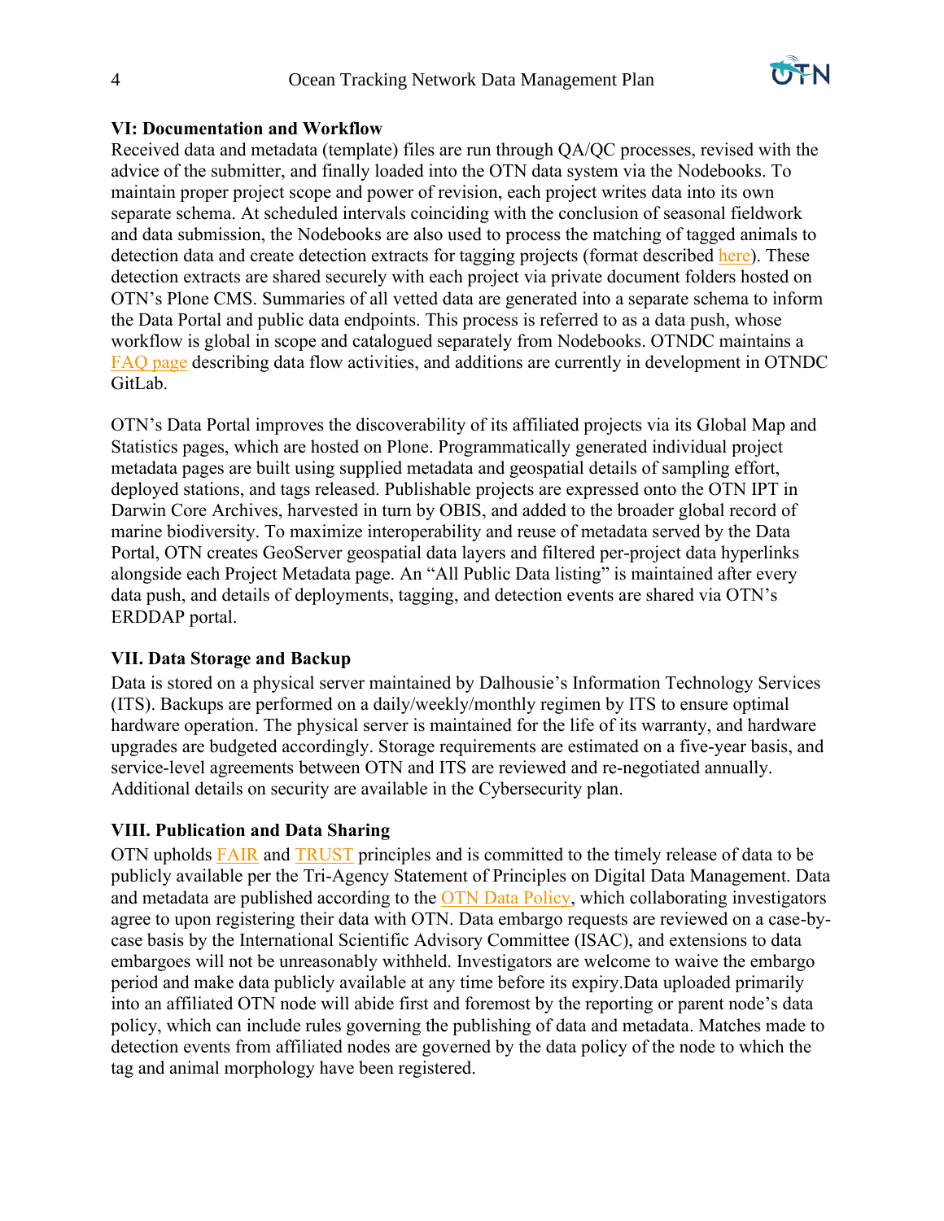### VI: Documentation and Workflow

Received data and metadata (template) files are run through QA/QC processes, revised with the advice of the submitter, and finally loaded into the OTN data system via the Nodebooks. To maintain proper project scope and power of revision, each project writes data into its own separate schema. At scheduled intervals coinciding with the conclusion of seasonal fieldwork and data submission, the Nodebooks are also used to process the matching of tagged animals to detection data and create detection extracts for tagging projects (format described here). These detection extracts are shared securely with each project via private document folders hosted on OTN's Plone CMS. Summaries of all vetted data are generated into a separate schema to inform the Data Portal and public data endpoints. This process is referred to as a data push, whose workflow is global in scope and catalogued separately from Nodebooks. OTNDC maintains a FAQ page describing data flow activities, and additions are currently in development in OTNDC GitLab.

OTN's Data Portal improves the discoverability of its affiliated projects via its Global Map and Statistics pages, which are hosted on Plone. Programmatically generated individual project metadata pages are built using supplied metadata and geospatial details of sampling effort, deployed stations, and tags released. Publishable projects are expressed onto the OTN IPT in Darwin Core Archives, harvested in turn by OBIS, and added to the broader global record of marine biodiversity. To maximize interoperability and reuse of metadata served by the Data Portal, OTN creates GeoServer geospatial data layers and filtered per-project data hyperlinks alongside each Project Metadata page. An "All Public Data listing" is maintained after every data push, and details of deployments, tagging, and detection events are shared via OTN's ERDDAP portal.

### VII. Data Storage and Backup

Data is stored on a physical server maintained by Dalhousie's Information Technology Services (ITS). Backups are performed on a daily/weekly/monthly regimen by ITS to ensure optimal hardware operation. The physical server is maintained for the life of its warranty, and hardware upgrades are budgeted accordingly. Storage requirements are estimated on a five-year basis, and service-level agreements between OTN and ITS are reviewed and re-negotiated annually. Additional details on security are available in the Cybersecurity plan.

### VIII. Publication and Data Sharing

OTN upholds FAIR and TRUST principles and is committed to the timely release of data to be publicly available per the Tri-Agency Statement of Principles on Digital Data Management. Data and metadata are published according to the OTN Data Policy, which collaborating investigators agree to upon registering their data with OTN. Data embargo requests are reviewed on a case-by-case basis by the International Scientific Advisory Committee (ISAC), and extensions to data embargoes will not be unreasonably withheld. Investigators are welcome to waive the embargo period and make data publicly available at any time before its expiry.Data uploaded primarily into an affiliated OTN node will abide first and foremost by the reporting or parent node's data policy, which can include rules governing the publishing of data and metadata. Matches made to detection events from affiliated nodes are governed by the data policy of the node to which the tag and animal morphology have been registered.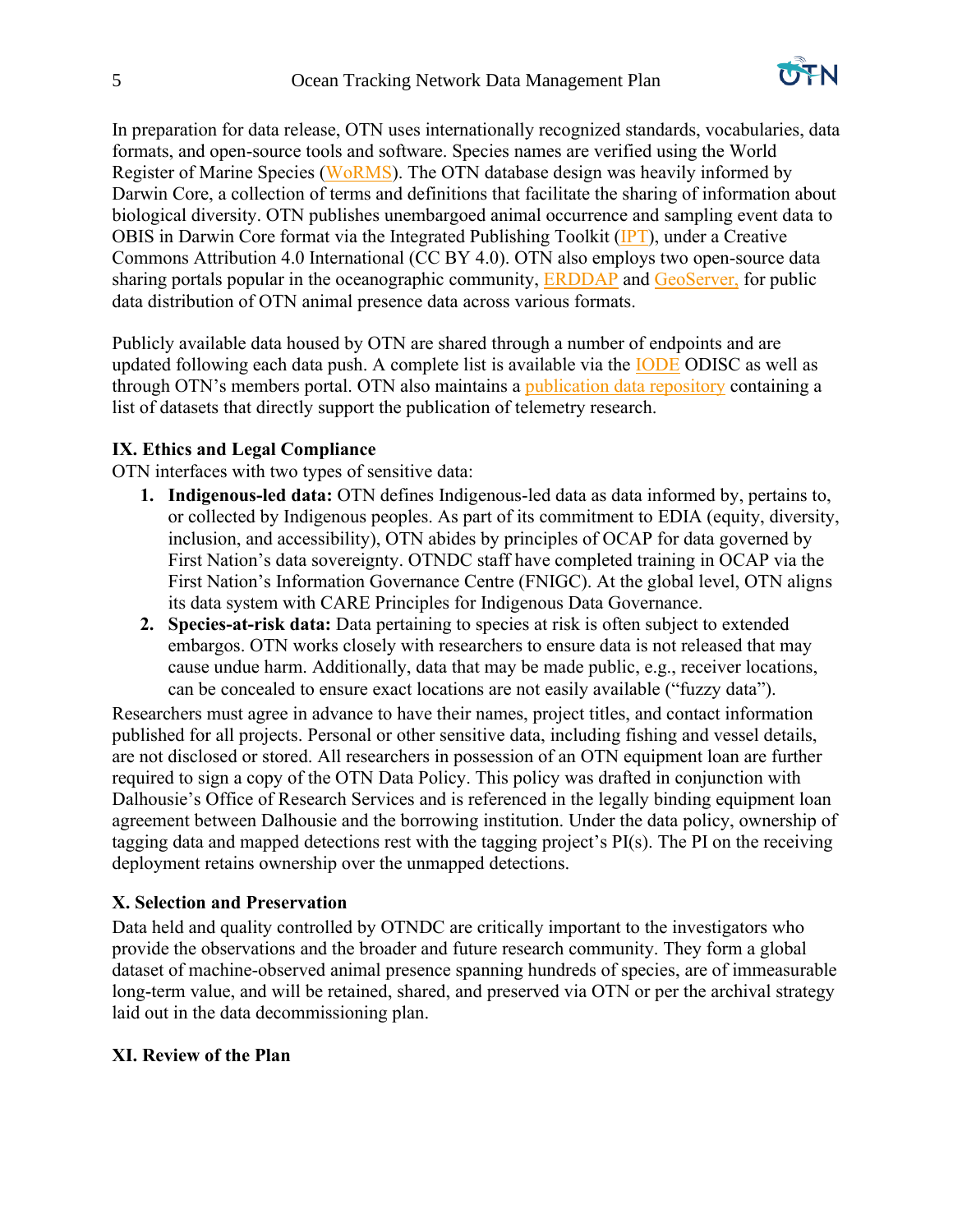In preparation for data release, OTN uses internationally recognized standards, vocabularies, data formats, and open-source tools and software. Species names are verified using the World Register of Marine Species (WoRMS). The OTN database design was heavily informed by Darwin Core, a collection of terms and definitions that facilitate the sharing of information about biological diversity. OTN publishes unembargoed animal occurrence and sampling event data to OBIS in Darwin Core format via the Integrated Publishing Toolkit (IPT), under a Creative Commons Attribution 4.0 International (CC BY 4.0). OTN also employs two open-source data sharing portals popular in the oceanographic community, ERDDAP and GeoServer, for public data distribution of OTN animal presence data across various formats.

Publicly available data housed by OTN are shared through a number of endpoints and are updated following each data push. A complete list is available via the IODE ODISC as well as through OTN's members portal. OTN also maintains a publication data repository containing a list of datasets that directly support the publication of telemetry research.

## IX. Ethics and Legal Compliance

OTN interfaces with two types of sensitive data:

1. **Indigenous-led data:** OTN defines Indigenous-led data as data informed by, pertains to, or collected by Indigenous peoples. As part of its commitment to EDIA (equity, diversity, inclusion, and accessibility), OTN abides by principles of OCAP for data governed by First Nation's data sovereignty. OTNDC staff have completed training in OCAP via the First Nation's Information Governance Centre (FNIGC). At the global level, OTN aligns its data system with CARE Principles for Indigenous Data Governance.
2. **Species-at-risk data:** Data pertaining to species at risk is often subject to extended embargos. OTN works closely with researchers to ensure data is not released that may cause undue harm. Additionally, data that may be made public, e.g., receiver locations, can be concealed to ensure exact locations are not easily available ("fuzzy data").

Researchers must agree in advance to have their names, project titles, and contact information published for all projects. Personal or other sensitive data, including fishing and vessel details, are not disclosed or stored. All researchers in possession of an OTN equipment loan are further required to sign a copy of the OTN Data Policy. This policy was drafted in conjunction with Dalhousie's Office of Research Services and is referenced in the legally binding equipment loan agreement between Dalhousie and the borrowing institution. Under the data policy, ownership of tagging data and mapped detections rest with the tagging project's PI(s). The PI on the receiving deployment retains ownership over the unmapped detections.

## X. Selection and Preservation

Data held and quality controlled by OTNDC are critically important to the investigators who provide the observations and the broader and future research community. They form a global dataset of machine-observed animal presence spanning hundreds of species, are of immeasurable long-term value, and will be retained, shared, and preserved via OTN or per the archival strategy laid out in the data decommissioning plan.

## XI. Review of the Plan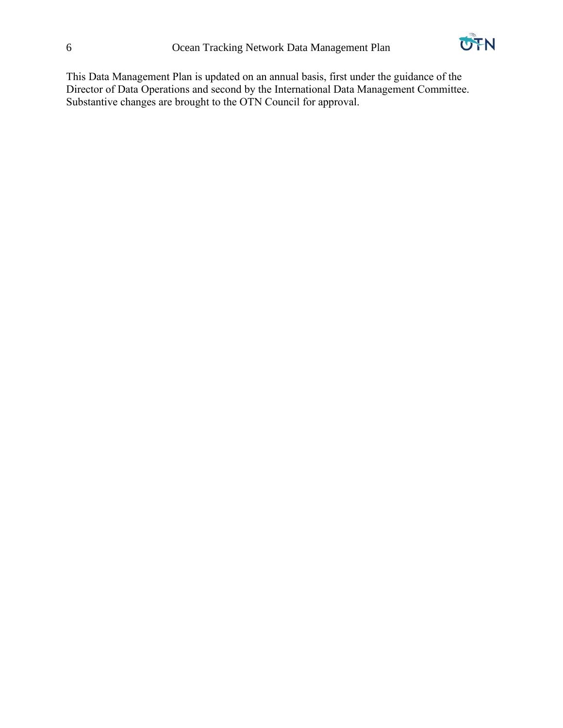This Data Management Plan is updated on an annual basis, first under the guidance of the Director of Data Operations and second by the International Data Management Committee. Substantive changes are brought to the OTN Council for approval.